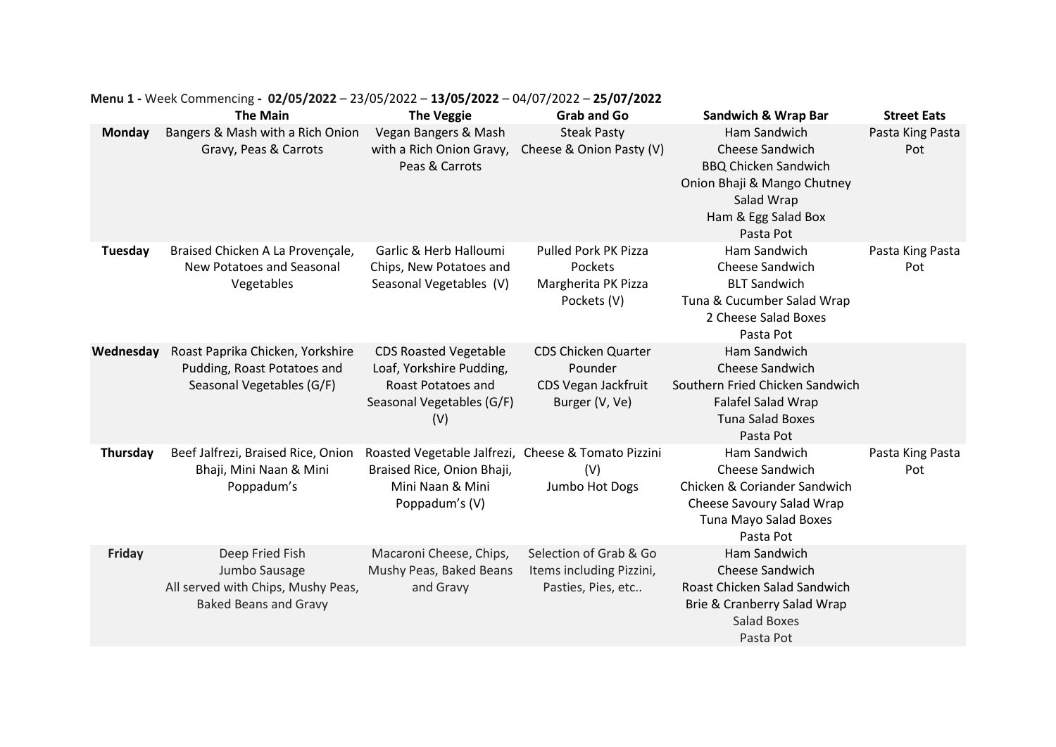**Menu 1 -** Week Commencing **- 02/05/2022** – 23/05/2022 – **13/05/2022** – 04/07/2022 – **25/07/2022**

| | **The Main** | **The Veggie** | **Grab and Go** | **Sandwich & Wrap Bar** | **Street Eats** |
|---|---|---|---|---|---|
| **Monday** | Bangers & Mash with a Rich Onion Gravy, Peas & Carrots | Vegan Bangers & Mash with a Rich Onion Gravy, Peas & Carrots | Steak Pasty<br>Cheese & Onion Pasty (V) | Ham Sandwich<br>Cheese Sandwich<br>BBQ Chicken Sandwich<br>Onion Bhaji & Mango Chutney Salad Wrap<br>Ham & Egg Salad Box<br>Pasta Pot | Pasta King Pasta Pot |
| **Tuesday** | Braised Chicken A La Provençale, New Potatoes and Seasonal Vegetables | Garlic & Herb Halloumi Chips, New Potatoes and Seasonal Vegetables (V) | Pulled Pork PK Pizza Pockets<br>Margherita PK Pizza Pockets (V) | Ham Sandwich<br>Cheese Sandwich<br>BLT Sandwich<br>Tuna & Cucumber Salad Wrap<br>2 Cheese Salad Boxes<br>Pasta Pot | Pasta King Pasta Pot |
| **Wednesday** | Roast Paprika Chicken, Yorkshire Pudding, Roast Potatoes and Seasonal Vegetables (G/F) | CDS Roasted Vegetable Loaf, Yorkshire Pudding, Roast Potatoes and Seasonal Vegetables (G/F) (V) | CDS Chicken Quarter Pounder<br>CDS Vegan Jackfruit Burger (V, Ve) | Ham Sandwich<br>Cheese Sandwich<br>Southern Fried Chicken Sandwich<br>Falafel Salad Wrap<br>Tuna Salad Boxes<br>Pasta Pot | |
| **Thursday** | Beef Jalfrezi, Braised Rice, Onion Bhaji, Mini Naan & Mini Poppadum's | Roasted Vegetable Jalfrezi, Braised Rice, Onion Bhaji, Mini Naan & Mini Poppadum's (V) | Cheese & Tomato Pizzini (V)<br>Jumbo Hot Dogs | Ham Sandwich<br>Cheese Sandwich<br>Chicken & Coriander Sandwich<br>Cheese Savoury Salad Wrap<br>Tuna Mayo Salad Boxes<br>Pasta Pot | Pasta King Pasta Pot |
| **Friday** | Deep Fried Fish<br>Jumbo Sausage<br>All served with Chips, Mushy Peas, Baked Beans and Gravy | Macaroni Cheese, Chips, Mushy Peas, Baked Beans and Gravy | Selection of Grab & Go Items including Pizzini, Pasties, Pies, etc.. | Ham Sandwich<br>Cheese Sandwich<br>Roast Chicken Salad Sandwich<br>Brie & Cranberry Salad Wrap<br>Salad Boxes<br>Pasta Pot | |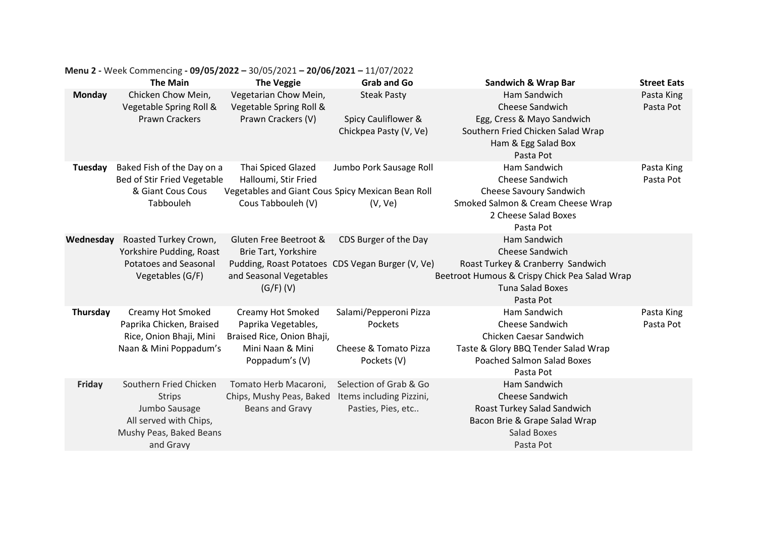**Menu 2 -** Week Commencing **- 09/05/2022 –** 30/05/2021 **– 20/06/2021 –** 11/07/2022

| | **The Main** | **The Veggie** | **Grab and Go** | **Sandwich & Wrap Bar** | **Street Eats** |
|---|---|---|---|---|---|
| **Monday** | Chicken Chow Mein, Vegetable Spring Roll & Prawn Crackers | Vegetarian Chow Mein, Vegetable Spring Roll & Prawn Crackers (V) | Steak Pasty<br><br>Spicy Cauliflower & Chickpea Pasty (V, Ve) | Ham Sandwich<br>Cheese Sandwich<br>Egg, Cress & Mayo Sandwich<br>Southern Fried Chicken Salad Wrap<br>Ham & Egg Salad Box<br>Pasta Pot | Pasta King<br>Pasta Pot |
| **Tuesday** | Baked Fish of the Day on a Bed of Stir Fried Vegetable & Giant Cous Cous Tabbouleh | Thai Spiced Glazed Halloumi, Stir Fried Vegetables and Giant Cous Cous Tabbouleh (V) | Jumbo Pork Sausage Roll<br>Spicy Mexican Bean Roll (V, Ve) | Ham Sandwich<br>Cheese Sandwich<br>Cheese Savoury Sandwich<br>Smoked Salmon & Cream Cheese Wrap<br>2 Cheese Salad Boxes<br>Pasta Pot | Pasta King<br>Pasta Pot |
| **Wednesday** | Roasted Turkey Crown, Yorkshire Pudding, Roast Potatoes and Seasonal Vegetables (G/F) | Gluten Free Beetroot & Brie Tart, Yorkshire Pudding, Roast Potatoes and Seasonal Vegetables (G/F) (V) | CDS Burger of the Day<br>CDS Vegan Burger (V, Ve) | Ham Sandwich<br>Cheese Sandwich<br>Roast Turkey & Cranberry Sandwich<br>Beetroot Humous & Crispy Chick Pea Salad Wrap<br>Tuna Salad Boxes<br>Pasta Pot | |
| **Thursday** | Creamy Hot Smoked Paprika Chicken, Braised Rice, Onion Bhaji, Mini Naan & Mini Poppadum's | Creamy Hot Smoked Paprika Vegetables, Braised Rice, Onion Bhaji, Mini Naan & Mini Poppadum's (V) | Salami/Pepperoni Pizza Pockets<br><br>Cheese & Tomato Pizza Pockets (V) | Ham Sandwich<br>Cheese Sandwich<br>Chicken Caesar Sandwich<br>Taste & Glory BBQ Tender Salad Wrap<br>Poached Salmon Salad Boxes<br>Pasta Pot | Pasta King<br>Pasta Pot |
| **Friday** | Southern Fried Chicken Strips<br>Jumbo Sausage<br>All served with Chips, Mushy Peas, Baked Beans and Gravy | Tomato Herb Macaroni, Chips, Mushy Peas, Baked Beans and Gravy | Selection of Grab & Go Items including Pizzini, Pasties, Pies, etc.. | Ham Sandwich<br>Cheese Sandwich<br>Roast Turkey Salad Sandwich<br>Bacon Brie & Grape Salad Wrap<br>Salad Boxes<br>Pasta Pot | |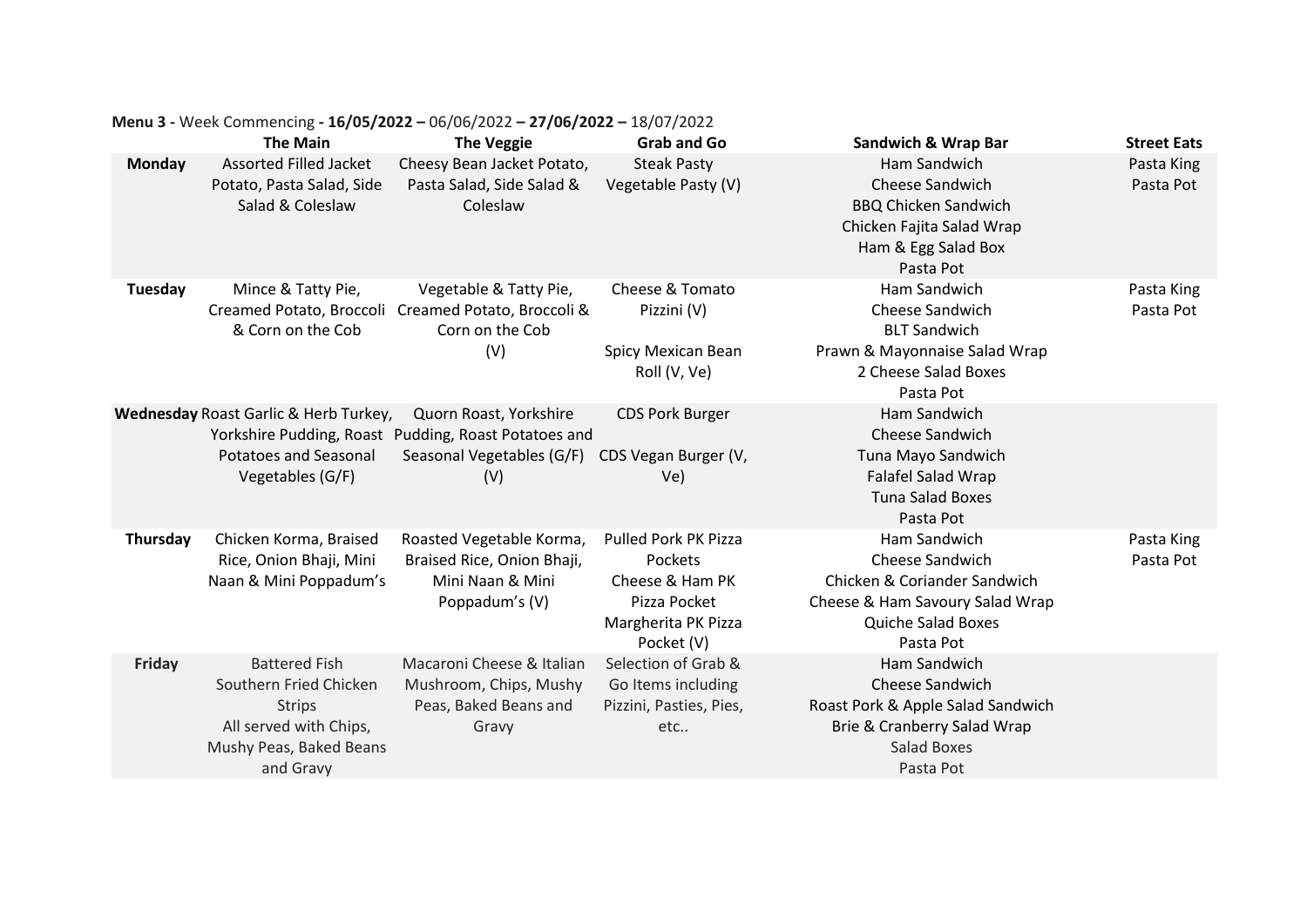**Menu 3 -** Week Commencing **- 16/05/2022 –** 06/06/2022 **– 27/06/2022 –** 18/07/2022

| | The Main | The Veggie | Grab and Go | Sandwich & Wrap Bar | Street Eats |
|---|---|---|---|---|---|
| **Monday** | Assorted Filled Jacket Potato, Pasta Salad, Side Salad & Coleslaw | Cheesy Bean Jacket Potato, Pasta Salad, Side Salad & Coleslaw | Steak Pasty<br>Vegetable Pasty (V) | Ham Sandwich<br>Cheese Sandwich<br>BBQ Chicken Sandwich<br>Chicken Fajita Salad Wrap<br>Ham & Egg Salad Box<br>Pasta Pot | Pasta King<br>Pasta Pot |
| **Tuesday** | Mince & Tatty Pie, Creamed Potato, Broccoli & Corn on the Cob | Vegetable & Tatty Pie, Creamed Potato, Broccoli & Corn on the Cob (V) | Cheese & Tomato Pizzini (V)<br><br>Spicy Mexican Bean Roll (V, Ve) | Ham Sandwich<br>Cheese Sandwich<br>BLT Sandwich<br>Prawn & Mayonnaise Salad Wrap<br>2 Cheese Salad Boxes<br>Pasta Pot | Pasta King<br>Pasta Pot |
| **Wednesday** | Roast Garlic & Herb Turkey, Yorkshire Pudding, Roast Potatoes and Seasonal Vegetables (G/F) | Quorn Roast, Yorkshire Pudding, Roast Potatoes and Seasonal Vegetables (G/F) (V) | CDS Pork Burger<br><br>CDS Vegan Burger (V, Ve) | Ham Sandwich<br>Cheese Sandwich<br>Tuna Mayo Sandwich<br>Falafel Salad Wrap<br>Tuna Salad Boxes<br>Pasta Pot | |
| **Thursday** | Chicken Korma, Braised Rice, Onion Bhaji, Mini Naan & Mini Poppadum's | Roasted Vegetable Korma, Braised Rice, Onion Bhaji, Mini Naan & Mini Poppadum's (V) | Pulled Pork PK Pizza Pockets<br>Cheese & Ham PK Pizza Pocket<br>Margherita PK Pizza Pocket (V) | Ham Sandwich<br>Cheese Sandwich<br>Chicken & Coriander Sandwich<br>Cheese & Ham Savoury Salad Wrap<br>Quiche Salad Boxes<br>Pasta Pot | Pasta King<br>Pasta Pot |
| **Friday** | Battered Fish<br>Southern Fried Chicken Strips<br>All served with Chips, Mushy Peas, Baked Beans and Gravy | Macaroni Cheese & Italian Mushroom, Chips, Mushy Peas, Baked Beans and Gravy | Selection of Grab & Go Items including Pizzini, Pasties, Pies, etc.. | Ham Sandwich<br>Cheese Sandwich<br>Roast Pork & Apple Salad Sandwich<br>Brie & Cranberry Salad Wrap<br>Salad Boxes<br>Pasta Pot | |